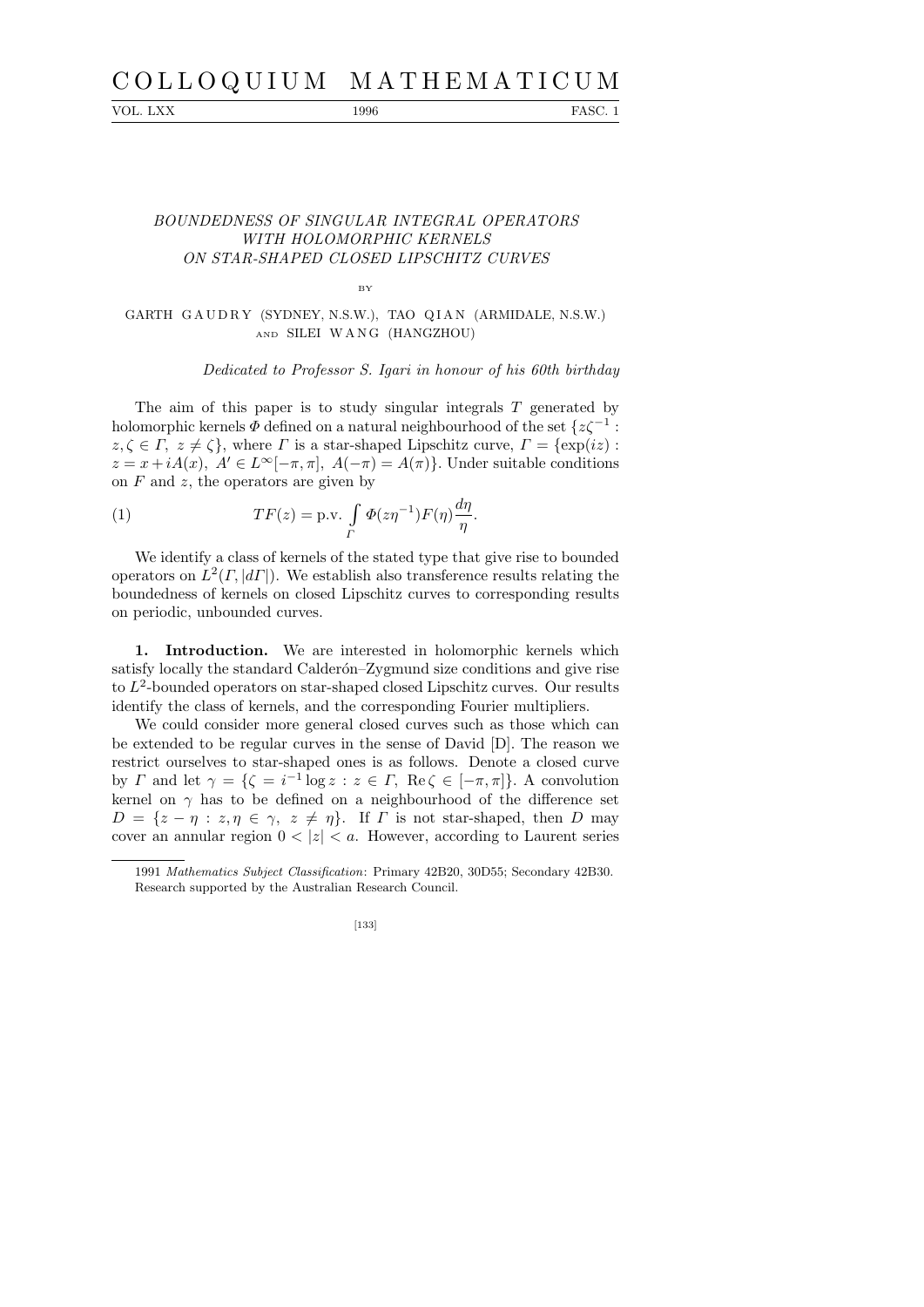# COLLOQUIUM MATHEMATICUM

VOL. LXX 1996 FASC. 1

## *BOUNDEDNESS OF SINGULAR INTEGRAL OPERATORS WITH HOLOMORPHIC KERNELS ON STAR-SHAPED CLOSED LIPSCHITZ CURVES*

BY

GARTH GAUDRY (SYDNEY, N.S.W.), TAO QIAN (ARMIDALE, N.S.W.) AND SILEI WANG (HANGZHOU)

*Dedicated to Professor S. Igari in honour of his 60th birthday*

The aim of this paper is to study singular integrals $T$ generated by holomorphic kernels $\Phi$ defined on a natural neighbourhood of the set $\{z\zeta^{-1} : z,\zeta \in \Gamma,\ z \neq \zeta\}$, where $\Gamma$ is a star-shaped Lipschitz curve, $\Gamma = \{\exp(iz) : z = x + iA(x),\ A' \in L^\infty[-\pi,\pi],\ A(-\pi) = A(\pi)\}$. Under suitable conditions on $F$ and $z$, the operators are given by

$$TF(z) = \text{p.v.} \int_\Gamma \Phi(z\eta^{-1})F(\eta)\frac{d\eta}{\eta}. \tag{1}$$

We identify a class of kernels of the stated type that give rise to bounded operators on $L^2(\Gamma, |d\Gamma|)$. We establish also transference results relating the boundedness of kernels on closed Lipschitz curves to corresponding results on periodic, unbounded curves.

**1. Introduction.** We are interested in holomorphic kernels which satisfy locally the standard Calderón–Zygmund size conditions and give rise to $L^2$-bounded operators on star-shaped closed Lipschitz curves. Our results identify the class of kernels, and the corresponding Fourier multipliers.

We could consider more general closed curves such as those which can be extended to be regular curves in the sense of David [D]. The reason we restrict ourselves to star-shaped ones is as follows. Denote a closed curve by $\Gamma$ and let $\gamma = \{\zeta = i^{-1}\log z : z \in \Gamma,\ \operatorname{Re}\zeta \in [-\pi,\pi]\}$. A convolution kernel on $\gamma$ has to be defined on a neighbourhood of the difference set $D = \{z - \eta : z,\eta \in \gamma,\ z \neq \eta\}$. If $\Gamma$ is not star-shaped, then $D$ may cover an annular region $0 < |z| < a$. However, according to Laurent series

---

1991 *Mathematics Subject Classification*: Primary 42B20, 30D55; Secondary 42B30.
Research supported by the Australian Research Council.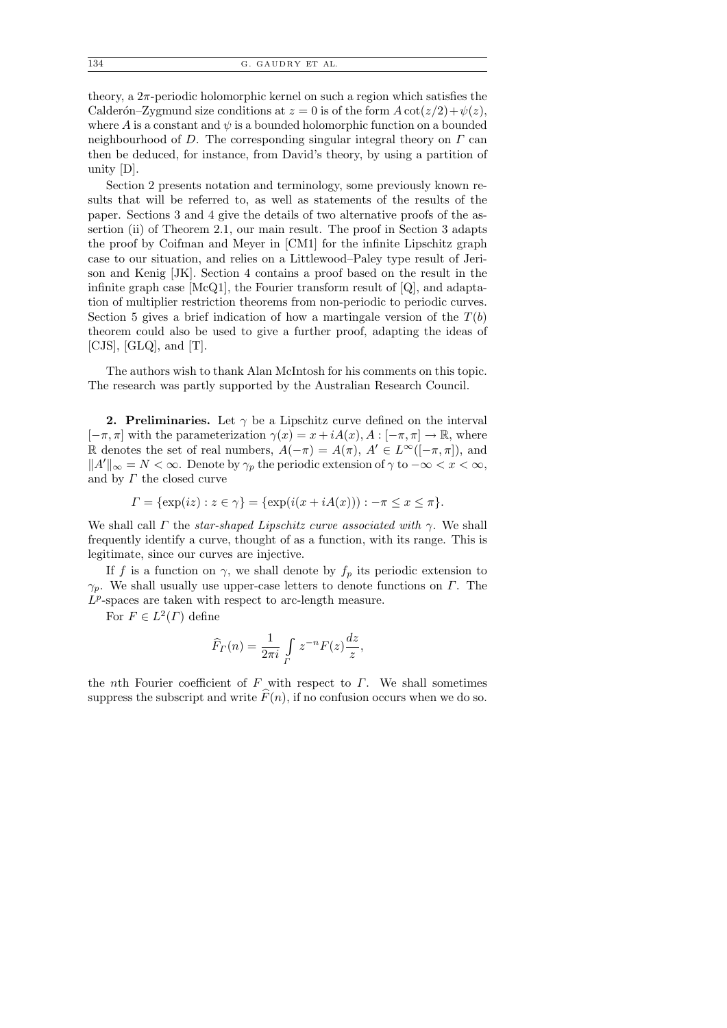theory, a $2\pi$-periodic holomorphic kernel on such a region which satisfies the Calderón–Zygmund size conditions at $z = 0$ is of the form $A\cot(z/2)+\psi(z)$, where $A$ is a constant and $\psi$ is a bounded holomorphic function on a bounded neighbourhood of $D$. The corresponding singular integral theory on $\Gamma$ can then be deduced, for instance, from David's theory, by using a partition of unity [D].

Section 2 presents notation and terminology, some previously known results that will be referred to, as well as statements of the results of the paper. Sections 3 and 4 give the details of two alternative proofs of the assertion (ii) of Theorem 2.1, our main result. The proof in Section 3 adapts the proof by Coifman and Meyer in [CM1] for the infinite Lipschitz graph case to our situation, and relies on a Littlewood–Paley type result of Jerison and Kenig [JK]. Section 4 contains a proof based on the result in the infinite graph case [McQ1], the Fourier transform result of [Q], and adaptation of multiplier restriction theorems from non-periodic to periodic curves. Section 5 gives a brief indication of how a martingale version of the $T(b)$ theorem could also be used to give a further proof, adapting the ideas of [CJS], [GLQ], and [T].

The authors wish to thank Alan McIntosh for his comments on this topic. The research was partly supported by the Australian Research Council.

**2. Preliminaries.** Let $\gamma$ be a Lipschitz curve defined on the interval $[-\pi, \pi]$ with the parameterization $\gamma(x) = x + iA(x)$, $A : [-\pi, \pi] \to \mathbb{R}$, where $\mathbb{R}$ denotes the set of real numbers, $A(-\pi) = A(\pi)$, $A' \in L^\infty([-\pi, \pi])$, and $\|A'\|_\infty = N < \infty$. Denote by $\gamma_p$ the periodic extension of $\gamma$ to $-\infty < x < \infty$, and by $\Gamma$ the closed curve

$$\Gamma = \{\exp(iz) : z \in \gamma\} = \{\exp(i(x + iA(x))) : -\pi \le x \le \pi\}.$$

We shall call $\Gamma$ the *star-shaped Lipschitz curve associated with* $\gamma$. We shall frequently identify a curve, thought of as a function, with its range. This is legitimate, since our curves are injective.

If $f$ is a function on $\gamma$, we shall denote by $f_p$ its periodic extension to $\gamma_p$. We shall usually use upper-case letters to denote functions on $\Gamma$. The $L^p$-spaces are taken with respect to arc-length measure.

For $F \in L^2(\Gamma)$ define

$$\widehat{F}_\Gamma(n) = \frac{1}{2\pi i}\int_\Gamma z^{-n}F(z)\frac{dz}{z},$$

the $n$th Fourier coefficient of $F$ with respect to $\Gamma$. We shall sometimes suppress the subscript and write $\widehat{F}(n)$, if no confusion occurs when we do so.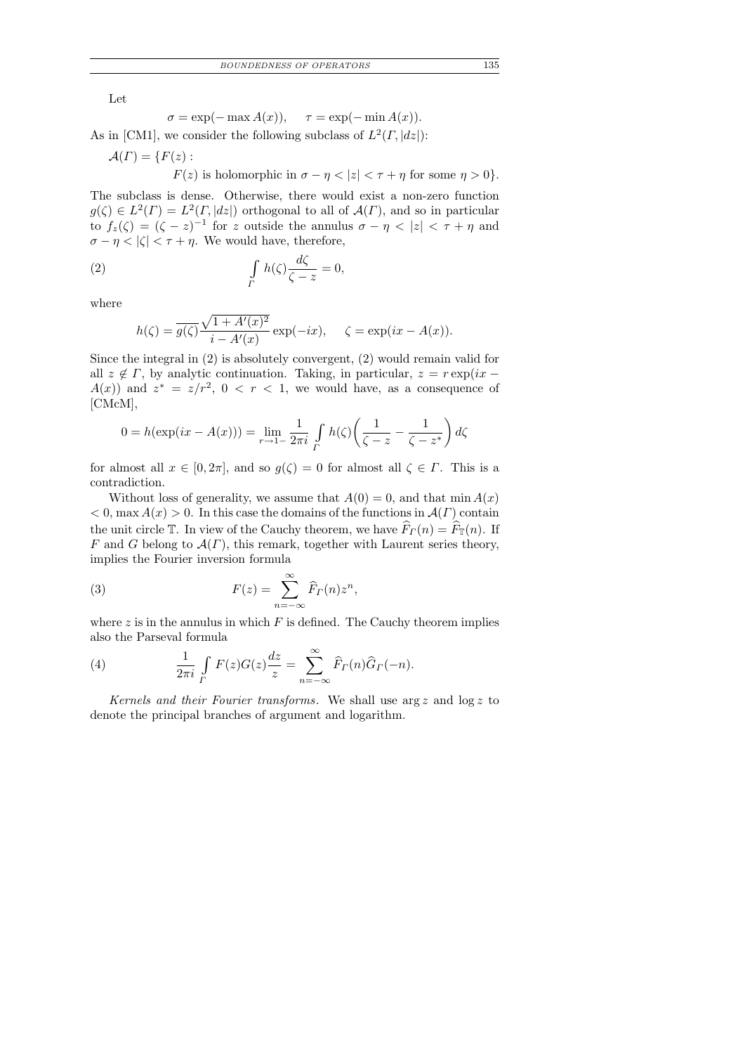Let

$$\sigma = \exp(-\max A(x)), \qquad \tau = \exp(-\min A(x)).$$

As in [CM1], we consider the following subclass of $L^2(\Gamma, |dz|)$:

$$\mathcal{A}(\Gamma) = \{F(z) :$$
$$F(z) \text{ is holomorphic in } \sigma - \eta < |z| < \tau + \eta \text{ for some } \eta > 0\}.$$

The subclass is dense. Otherwise, there would exist a non-zero function $g(\zeta) \in L^2(\Gamma) = L^2(\Gamma, |dz|)$ orthogonal to all of $\mathcal{A}(\Gamma)$, and so in particular to $f_z(\zeta) = (\zeta - z)^{-1}$ for $z$ outside the annulus $\sigma - \eta < |z| < \tau + \eta$ and $\sigma - \eta < |\zeta| < \tau + \eta$. We would have, therefore,

$$\int_{\Gamma} h(\zeta) \frac{d\zeta}{\zeta - z} = 0, \tag{2}$$

where

$$h(\zeta) = \overline{g(\zeta)} \frac{\sqrt{1 + A'(x)^2}}{i - A'(x)} \exp(-ix), \qquad \zeta = \exp(ix - A(x)).$$

Since the integral in (2) is absolutely convergent, (2) would remain valid for all $z \notin \Gamma$, by analytic continuation. Taking, in particular, $z = r\exp(ix - A(x))$ and $z^* = z/r^2$, $0 < r < 1$, we would have, as a consequence of [CMcM],

$$0 = h(\exp(ix - A(x))) = \lim_{r \to 1-} \frac{1}{2\pi i} \int_{\Gamma} h(\zeta) \left( \frac{1}{\zeta - z} - \frac{1}{\zeta - z^*} \right) d\zeta$$

for almost all $x \in [0, 2\pi]$, and so $g(\zeta) = 0$ for almost all $\zeta \in \Gamma$. This is a contradiction.

Without loss of generality, we assume that $A(0) = 0$, and that $\min A(x) < 0$, $\max A(x) > 0$. In this case the domains of the functions in $\mathcal{A}(\Gamma)$ contain the unit circle $\mathbb{T}$. In view of the Cauchy theorem, we have $\widehat{F}_{\Gamma}(n) = \widehat{F}_{\mathbb{T}}(n)$. If $F$ and $G$ belong to $\mathcal{A}(\Gamma)$, this remark, together with Laurent series theory, implies the Fourier inversion formula

$$F(z) = \sum_{n=-\infty}^{\infty} \widehat{F}_{\Gamma}(n) z^n, \tag{3}$$

where $z$ is in the annulus in which $F$ is defined. The Cauchy theorem implies also the Parseval formula

$$\frac{1}{2\pi i} \int_{\Gamma} F(z) G(z) \frac{dz}{z} = \sum_{n=-\infty}^{\infty} \widehat{F}_{\Gamma}(n) \widehat{G}_{\Gamma}(-n). \tag{4}$$

*Kernels and their Fourier transforms.* We shall use $\arg z$ and $\log z$ to denote the principal branches of argument and logarithm.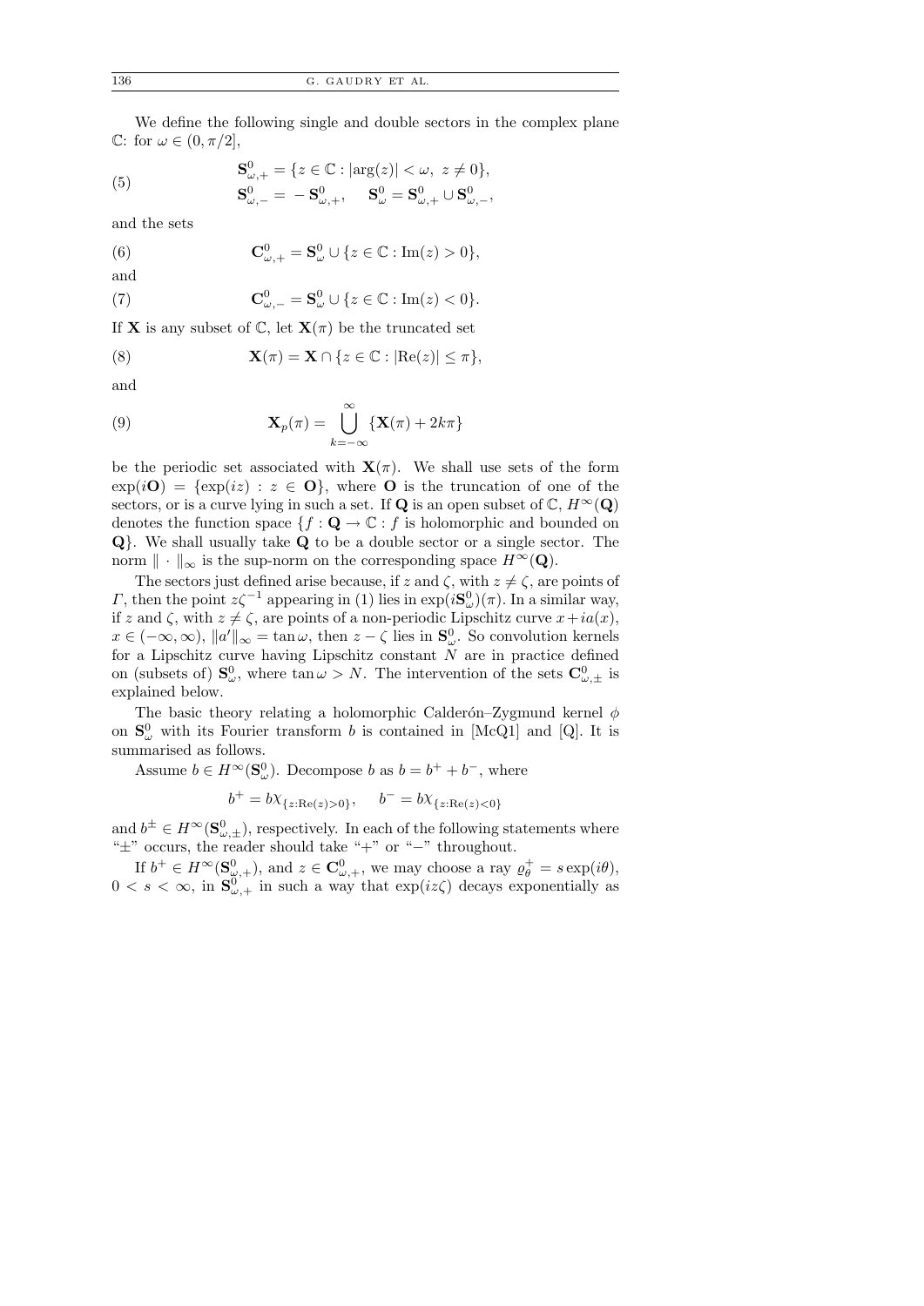We define the following single and double sectors in the complex plane $\mathbb{C}$: for $\omega \in (0, \pi/2]$,

$$\mathbf{S}^0_{\omega,+} = \{z \in \mathbb{C} : |\arg(z)| < \omega,\ z \neq 0\},$$
$$\mathbf{S}^0_{\omega,-} = -\mathbf{S}^0_{\omega,+}, \quad \mathbf{S}^0_{\omega} = \mathbf{S}^0_{\omega,+} \cup \mathbf{S}^0_{\omega,-}, \tag{5}$$

and the sets

$$\mathbf{C}^0_{\omega,+} = \mathbf{S}^0_{\omega} \cup \{z \in \mathbb{C} : \operatorname{Im}(z) > 0\}, \tag{6}$$

and

$$\mathbf{C}^0_{\omega,-} = \mathbf{S}^0_{\omega} \cup \{z \in \mathbb{C} : \operatorname{Im}(z) < 0\}. \tag{7}$$

If $\mathbf{X}$ is any subset of $\mathbb{C}$, let $\mathbf{X}(\pi)$ be the truncated set

$$\mathbf{X}(\pi) = \mathbf{X} \cap \{z \in \mathbb{C} : |\operatorname{Re}(z)| \leq \pi\}, \tag{8}$$

and

$$\mathbf{X}_p(\pi) = \bigcup_{k=-\infty}^{\infty} \{\mathbf{X}(\pi) + 2k\pi\} \tag{9}$$

be the periodic set associated with $\mathbf{X}(\pi)$. We shall use sets of the form $\exp(i\mathbf{O}) = \{\exp(iz) : z \in \mathbf{O}\}$, where $\mathbf{O}$ is the truncation of one of the sectors, or is a curve lying in such a set. If $\mathbf{Q}$ is an open subset of $\mathbb{C}$, $H^\infty(\mathbf{Q})$ denotes the function space $\{f : \mathbf{Q} \to \mathbb{C} : f \text{ is holomorphic and bounded on } \mathbf{Q}\}$. We shall usually take $\mathbf{Q}$ to be a double sector or a single sector. The norm $\|\cdot\|_\infty$ is the sup-norm on the corresponding space $H^\infty(\mathbf{Q})$.

The sectors just defined arise because, if $z$ and $\zeta$, with $z \neq \zeta$, are points of $\Gamma$, then the point $z\zeta^{-1}$ appearing in (1) lies in $\exp(i\mathbf{S}^0_{\omega})(\pi)$. In a similar way, if $z$ and $\zeta$, with $z \neq \zeta$, are points of a non-periodic Lipschitz curve $x + ia(x)$, $x \in (-\infty, \infty)$, $\|a'\|_\infty = \tan\omega$, then $z - \zeta$ lies in $\mathbf{S}^0_{\omega}$. So convolution kernels for a Lipschitz curve having Lipschitz constant $N$ are in practice defined on (subsets of) $\mathbf{S}^0_{\omega}$, where $\tan\omega > N$. The intervention of the sets $\mathbf{C}^0_{\omega,\pm}$ is explained below.

The basic theory relating a holomorphic Calderón–Zygmund kernel $\phi$ on $\mathbf{S}^0_{\omega}$ with its Fourier transform $b$ is contained in [McQ1] and [Q]. It is summarised as follows.

Assume $b \in H^\infty(\mathbf{S}^0_{\omega})$. Decompose $b$ as $b = b^+ + b^-$, where

$$b^+ = b\chi_{\{z:\operatorname{Re}(z)>0\}}, \quad b^- = b\chi_{\{z:\operatorname{Re}(z)<0\}}$$

and $b^\pm \in H^\infty(\mathbf{S}^0_{\omega,\pm})$, respectively. In each of the following statements where "$\pm$" occurs, the reader should take "+" or "−" throughout.

If $b^+ \in H^\infty(\mathbf{S}^0_{\omega,+})$, and $z \in \mathbf{C}^0_{\omega,+}$, we may choose a ray $\varrho^+_\theta = s\exp(i\theta)$, $0 < s < \infty$, in $\mathbf{S}^0_{\omega,+}$ in such a way that $\exp(iz\zeta)$ decays exponentially as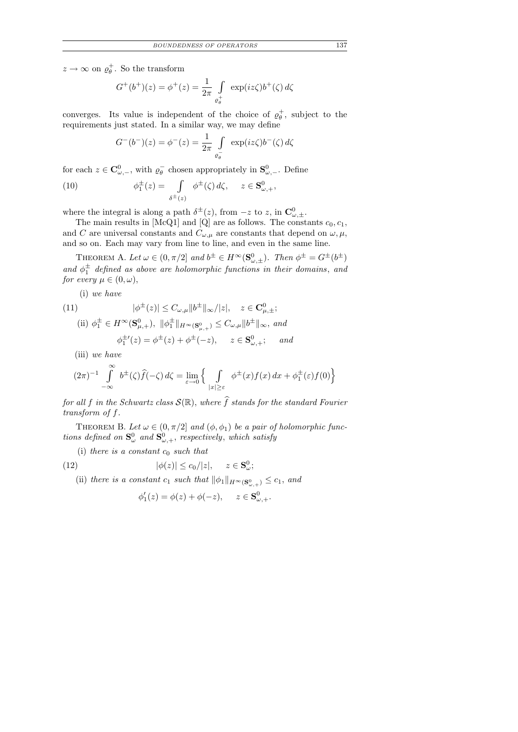$z \to \infty$ on $\varrho_\theta^+$. So the transform

$$G^+(b^+)(z) = \phi^+(z) = \frac{1}{2\pi} \int_{\varrho_\theta^+} \exp(iz\zeta) b^+(\zeta)\, d\zeta$$

converges. Its value is independent of the choice of $\varrho_\theta^+$, subject to the requirements just stated. In a similar way, we may define

$$G^-(b^-)(z) = \phi^-(z) = \frac{1}{2\pi} \int_{\varrho_\theta^-} \exp(iz\zeta) b^-(\zeta)\, d\zeta$$

for each $z \in \mathbf{C}^0_{\omega,-}$, with $\varrho_\theta^-$ chosen appropriately in $\mathbf{S}^0_{\omega,-}$. Define

$$\phi_1^\pm(z) = \int_{\delta^\pm(z)} \phi^\pm(\zeta)\, d\zeta, \quad z \in \mathbf{S}^0_{\omega,+}, \tag{10}$$

where the integral is along a path $\delta^\pm(z)$, from $-z$ to $z$, in $\mathbf{C}^0_{\omega,\pm}$.

The main results in [McQ1] and [Q] are as follows. The constants $c_0, c_1$, and $C$ are universal constants and $C_{\omega,\mu}$ are constants that depend on $\omega, \mu$, and so on. Each may vary from line to line, and even in the same line.

Theorem A. *Let $\omega \in (0, \pi/2]$ and $b^\pm \in H^\infty(\mathbf{S}^0_{\omega,\pm})$. Then $\phi^\pm = G^\pm(b^\pm)$ and $\phi_1^\pm$ defined as above are holomorphic functions in their domains, and for every $\mu \in (0, \omega)$,*

(i) *we have*

$$|\phi^\pm(z)| \le C_{\omega,\mu} \|b^\pm\|_\infty / |z|, \quad z \in \mathbf{C}^0_{\mu,\pm}; \tag{11}$$

(ii) *$\phi_1^\pm \in H^\infty(\mathbf{S}^0_{\mu,+})$, $\|\phi_1^\pm\|_{H^\infty(\mathbf{S}^0_{\mu,+})} \le C_{\omega,\mu} \|b^\pm\|_\infty$, and*

$$\phi_1^{\pm\prime}(z) = \phi^\pm(z) + \phi^\pm(-z), \quad z \in \mathbf{S}^0_{\omega,+}; \quad \textit{and}$$

(iii) *we have*

$$(2\pi)^{-1} \int_{-\infty}^{\infty} b^\pm(\zeta) \widehat{f}(-\zeta)\, d\zeta = \lim_{\varepsilon \to 0} \Big\{ \int_{|x| \ge \varepsilon} \phi^\pm(x) f(x)\, dx + \phi_1^\pm(\varepsilon) f(0) \Big\}$$

*for all $f$ in the Schwartz class $\mathcal{S}(\mathbb{R})$, where $\widehat{f}$ stands for the standard Fourier transform of $f$.*

Theorem B. *Let $\omega \in (0, \pi/2]$ and $(\phi, \phi_1)$ be a pair of holomorphic functions defined on $\mathbf{S}^0_\omega$ and $\mathbf{S}^0_{\omega,+}$, respectively, which satisfy*

(i) *there is a constant $c_0$ such that*

$$|\phi(z)| \le c_0 / |z|, \quad z \in \mathbf{S}^0_\omega; \tag{12}$$

(ii) *there is a constant $c_1$ such that $\|\phi_1\|_{H^\infty(\mathbf{S}^0_{\omega,+})} \le c_1$, and*

$$\phi_1'(z) = \phi(z) + \phi(-z), \quad z \in \mathbf{S}^0_{\omega,+}.$$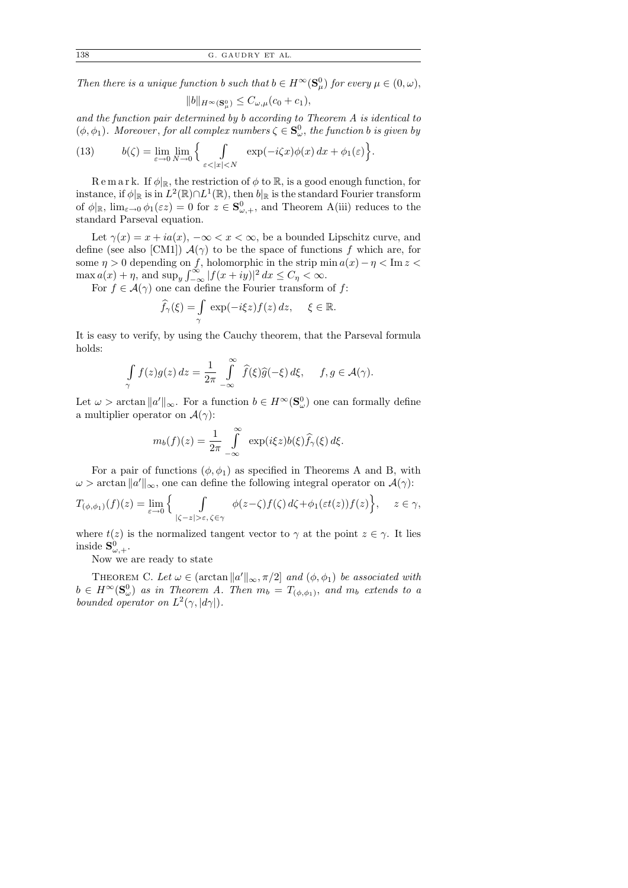*Then there is a unique function $b$ such that $b \in H^\infty(\mathbf{S}^0_\mu)$ for every $\mu \in (0, \omega)$,*

$$\|b\|_{H^\infty(\mathbf{S}^0_\mu)} \le C_{\omega,\mu}(c_0 + c_1),$$

*and the function pair determined by $b$ according to Theorem A is identical to $(\phi, \phi_1)$. Moreover, for all complex numbers $\zeta \in \mathbf{S}^0_\omega$, the function $b$ is given by*

$$b(\zeta) = \lim_{\varepsilon \to 0} \lim_{N \to 0} \Big\{ \int\limits_{\varepsilon < |x| < N} \exp(-i\zeta x)\phi(x)\, dx + \phi_1(\varepsilon) \Big\}. \tag{13}$$

Remark. If $\phi|_{\mathbb{R}}$, the restriction of $\phi$ to $\mathbb{R}$, is a good enough function, for instance, if $\phi|_{\mathbb{R}}$ is in $L^2(\mathbb{R}) \cap L^1(\mathbb{R})$, then $b|_{\mathbb{R}}$ is the standard Fourier transform of $\phi|_{\mathbb{R}}$, $\lim_{\varepsilon \to 0} \phi_1(\varepsilon z) = 0$ for $z \in \mathbf{S}^0_{\omega,+}$, and Theorem A(iii) reduces to the standard Parseval equation.

Let $\gamma(x) = x + ia(x)$, $-\infty < x < \infty$, be a bounded Lipschitz curve, and define (see also [CM1]) $\mathcal{A}(\gamma)$ to be the space of functions $f$ which are, for some $\eta > 0$ depending on $f$, holomorphic in the strip $\min a(x) - \eta < \operatorname{Im} z < \max a(x) + \eta$, and $\sup_y \int_{-\infty}^{\infty} |f(x + iy)|^2\, dx \le C_\eta < \infty$.

For $f \in \mathcal{A}(\gamma)$ one can define the Fourier transform of $f$:

$$\widehat{f}_\gamma(\xi) = \int\limits_\gamma \exp(-i\xi z) f(z)\, dz, \quad \xi \in \mathbb{R}.$$

It is easy to verify, by using the Cauchy theorem, that the Parseval formula holds:

$$\int\limits_\gamma f(z) g(z)\, dz = \frac{1}{2\pi} \int\limits_{-\infty}^{\infty} \widehat{f}(\xi) \widehat{g}(-\xi)\, d\xi, \quad f, g \in \mathcal{A}(\gamma).$$

Let $\omega > \arctan \|a'\|_\infty$. For a function $b \in H^\infty(\mathbf{S}^0_\omega)$ one can formally define a multiplier operator on $\mathcal{A}(\gamma)$:

$$m_b(f)(z) = \frac{1}{2\pi} \int\limits_{-\infty}^{\infty} \exp(i\xi z) b(\xi) \widehat{f}_\gamma(\xi)\, d\xi.$$

For a pair of functions $(\phi, \phi_1)$ as specified in Theorems A and B, with $\omega > \arctan \|a'\|_\infty$, one can define the following integral operator on $\mathcal{A}(\gamma)$:

$$T_{(\phi,\phi_1)}(f)(z) = \lim_{\varepsilon \to 0} \Big\{ \int\limits_{|\zeta - z| > \varepsilon,\, \zeta \in \gamma} \phi(z - \zeta) f(\zeta)\, d\zeta + \phi_1(\varepsilon t(z)) f(z) \Big\}, \quad z \in \gamma,$$

where $t(z)$ is the normalized tangent vector to $\gamma$ at the point $z \in \gamma$. It lies inside $\mathbf{S}^0_{\omega,+}$.

Now we are ready to state

THEOREM C. *Let $\omega \in (\arctan \|a'\|_\infty, \pi/2]$ and $(\phi, \phi_1)$ be associated with $b \in H^\infty(\mathbf{S}^0_\omega)$ as in Theorem A. Then $m_b = T_{(\phi,\phi_1)}$, and $m_b$ extends to a bounded operator on $L^2(\gamma, |d\gamma|)$.*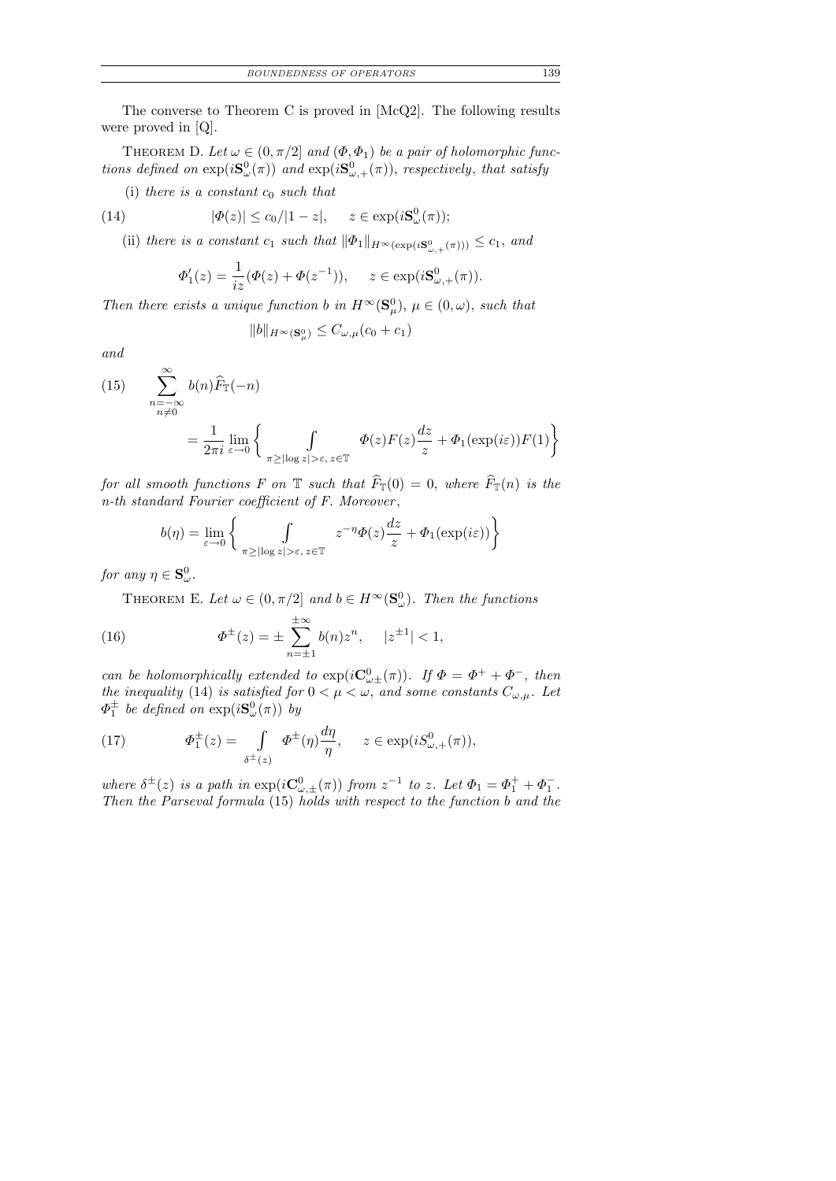The converse to Theorem C is proved in [McQ2]. The following results were proved in [Q].

THEOREM D. *Let $\omega \in (0, \pi/2]$ and $(\Phi, \Phi_1)$ be a pair of holomorphic functions defined on $\exp(i\mathbf{S}^0_\omega(\pi))$ and $\exp(i\mathbf{S}^0_{\omega,+}(\pi))$, respectively, that satisfy*

(i) *there is a constant $c_0$ such that*

$$|\Phi(z)| \le c_0/|1-z|, \quad z \in \exp(i\mathbf{S}^0_\omega(\pi)); \tag{14}$$

(ii) *there is a constant $c_1$ such that $\|\Phi_1\|_{H^\infty(\exp(i\mathbf{S}^0_{\omega,+}(\pi)))} \le c_1$, and*

$$\Phi_1'(z) = \frac{1}{iz}(\Phi(z) + \Phi(z^{-1})), \quad z \in \exp(i\mathbf{S}^0_{\omega,+}(\pi)).$$

*Then there exists a unique function $b$ in $H^\infty(\mathbf{S}^0_\mu)$, $\mu \in (0, \omega)$, such that*

$$\|b\|_{H^\infty(\mathbf{S}^0_\mu)} \le C_{\omega,\mu}(c_0 + c_1)$$

*and*

$$\sum_{\substack{n=-\infty \\ n\neq 0}}^{\infty} b(n)\widehat{F}_{\mathbb{T}}(-n) = \frac{1}{2\pi i}\lim_{\varepsilon\to 0}\bigg\{ \int_{\pi \ge |\log z| > \varepsilon,\ z\in\mathbb{T}} \Phi(z)F(z)\frac{dz}{z} + \Phi_1(\exp(i\varepsilon))F(1)\bigg\} \tag{15}$$

*for all smooth functions $F$ on $\mathbb{T}$ such that $\widehat{F}_{\mathbb{T}}(0) = 0$, where $\widehat{F}_{\mathbb{T}}(n)$ is the $n$-th standard Fourier coefficient of $F$. Moreover*,

$$b(\eta) = \lim_{\varepsilon\to 0}\bigg\{ \int_{\pi \ge |\log z| > \varepsilon,\ z\in\mathbb{T}} z^{-\eta}\Phi(z)\frac{dz}{z} + \Phi_1(\exp(i\varepsilon))\bigg\}$$

*for any $\eta \in \mathbf{S}^0_\omega$.*

THEOREM E. *Let $\omega \in (0, \pi/2]$ and $b \in H^\infty(\mathbf{S}^0_\omega)$. Then the functions*

$$\Phi^\pm(z) = \pm \sum_{n=\pm 1}^{\pm\infty} b(n)z^n, \quad |z^{\pm 1}| < 1, \tag{16}$$

*can be holomorphically extended to $\exp(i\mathbf{C}^0_{\omega\pm}(\pi))$. If $\Phi = \Phi^+ + \Phi^-$, then the inequality* (14) *is satisfied for $0 < \mu < \omega$, and some constants $C_{\omega,\mu}$. Let $\Phi_1^\pm$ be defined on $\exp(i\mathbf{S}^0_\omega(\pi))$ by*

$$\Phi_1^\pm(z) = \int_{\delta^\pm(z)} \Phi^\pm(\eta)\frac{d\eta}{\eta}, \quad z \in \exp(iS^0_{\omega,+}(\pi)), \tag{17}$$

*where $\delta^\pm(z)$ is a path in $\exp(i\mathbf{C}^0_{\omega,\pm}(\pi))$ from $z^{-1}$ to $z$. Let $\Phi_1 = \Phi_1^+ + \Phi_1^-$. Then the Parseval formula* (15) *holds with respect to the function $b$ and the*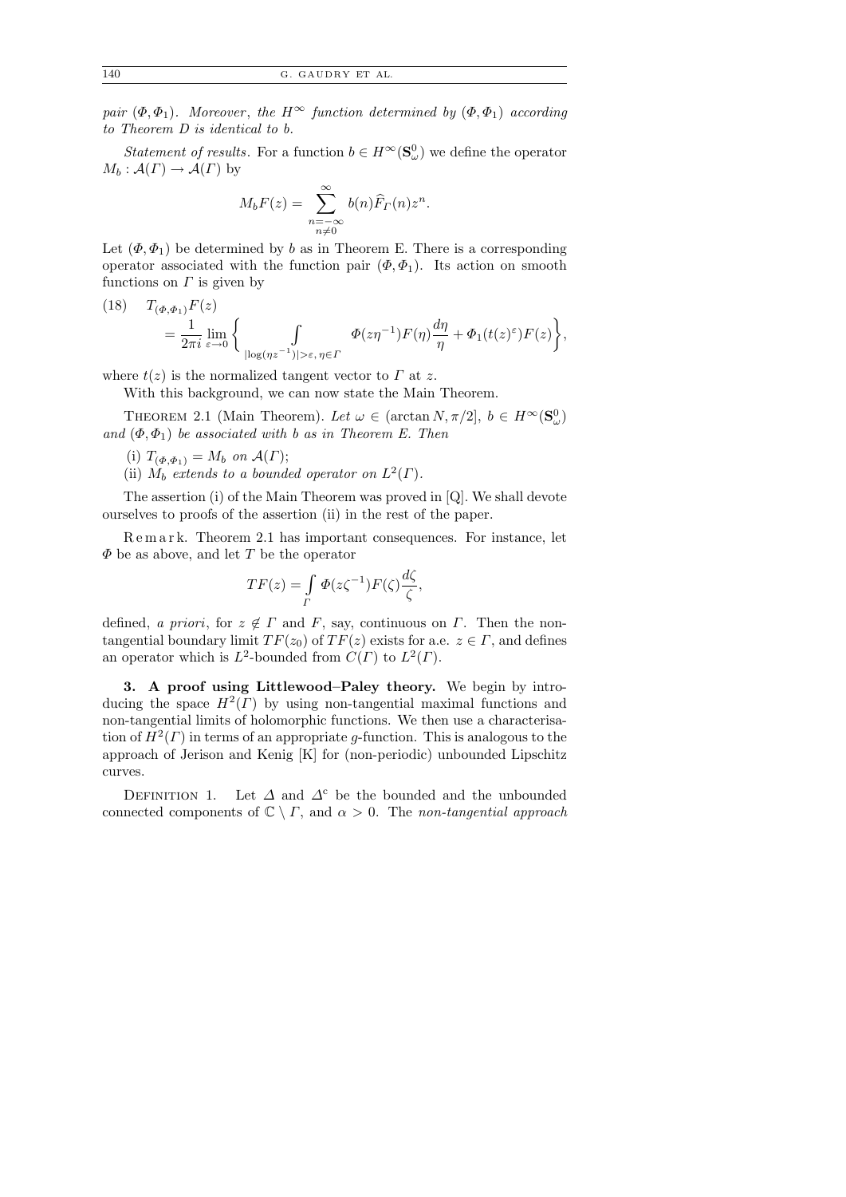*pair* $(\Phi, \Phi_1)$. *Moreover*, *the* $H^\infty$ *function determined by* $(\Phi, \Phi_1)$ *according to Theorem D is identical to* $b$.

*Statement of results.* For a function $b \in H^\infty(\mathbf{S}^0_\omega)$ we define the operator $M_b : \mathcal{A}(\Gamma) \to \mathcal{A}(\Gamma)$ by

$$M_b F(z) = \sum_{\substack{n=-\infty \\ n \neq 0}}^{\infty} b(n) \widehat{F}_\Gamma(n) z^n.$$

Let $(\Phi, \Phi_1)$ be determined by $b$ as in Theorem E. There is a corresponding operator associated with the function pair $(\Phi, \Phi_1)$. Its action on smooth functions on $\Gamma$ is given by

$$(18) \quad T_{(\Phi,\Phi_1)} F(z) = \frac{1}{2\pi i} \lim_{\varepsilon \to 0} \bigg\{ \int\limits_{|\log(\eta z^{-1})| > \varepsilon,\, \eta \in \Gamma} \Phi(z\eta^{-1}) F(\eta) \frac{d\eta}{\eta} + \Phi_1(t(z)^\varepsilon) F(z) \bigg\},$$

where $t(z)$ is the normalized tangent vector to $\Gamma$ at $z$.

With this background, we can now state the Main Theorem.

Theorem 2.1 (Main Theorem). *Let* $\omega \in (\arctan N, \pi/2]$, $b \in H^\infty(\mathbf{S}^0_\omega)$ *and* $(\Phi, \Phi_1)$ *be associated with* $b$ *as in Theorem E. Then*

(i) $T_{(\Phi,\Phi_1)} = M_b$ *on* $\mathcal{A}(\Gamma)$;

(ii) $M_b$ *extends to a bounded operator on* $L^2(\Gamma)$.

The assertion (i) of the Main Theorem was proved in [Q]. We shall devote ourselves to proofs of the assertion (ii) in the rest of the paper.

Remark. Theorem 2.1 has important consequences. For instance, let $\Phi$ be as above, and let $T$ be the operator

$$TF(z) = \int\limits_\Gamma \Phi(z\zeta^{-1}) F(\zeta) \frac{d\zeta}{\zeta},$$

defined, *a priori*, for $z \notin \Gamma$ and $F$, say, continuous on $\Gamma$. Then the non-tangential boundary limit $TF(z_0)$ of $TF(z)$ exists for a.e. $z \in \Gamma$, and defines an operator which is $L^2$-bounded from $C(\Gamma)$ to $L^2(\Gamma)$.

## 3. A proof using Littlewood–Paley theory.

We begin by introducing the space $H^2(\Gamma)$ by using non-tangential maximal functions and non-tangential limits of holomorphic functions. We then use a characterisation of $H^2(\Gamma)$ in terms of an appropriate $g$-function. This is analogous to the approach of Jerison and Kenig [K] for (non-periodic) unbounded Lipschitz curves.

Definition 1. Let $\Delta$ and $\Delta^{\mathrm{c}}$ be the bounded and the unbounded connected components of $\mathbb{C} \setminus \Gamma$, and $\alpha > 0$. The *non-tangential approach*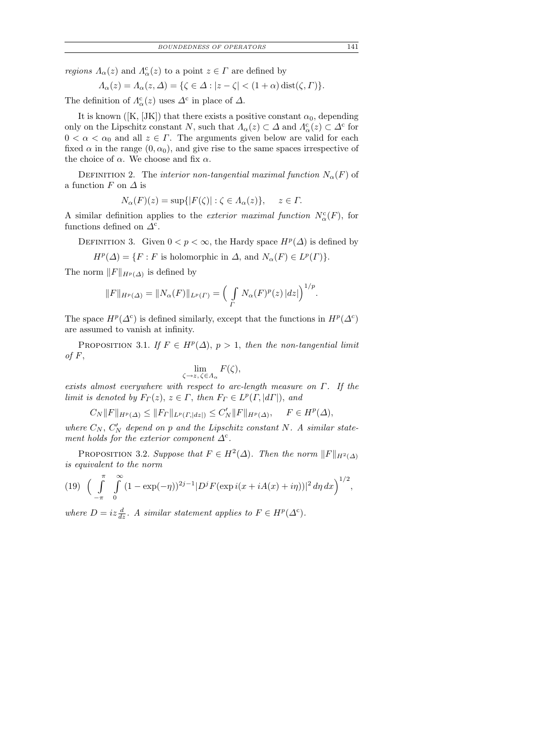*regions* $\Lambda_\alpha(z)$ and $\Lambda^{c}_\alpha(z)$ to a point $z \in \Gamma$ are defined by

$$\Lambda_\alpha(z) = \Lambda_\alpha(z, \Delta) = \{\zeta \in \Delta : |z - \zeta| < (1+\alpha)\operatorname{dist}(\zeta, \Gamma)\}.$$

The definition of $\Lambda^{c}_\alpha(z)$ uses $\Delta^{c}$ in place of $\Delta$.

It is known ([K, [JK]) that there exists a positive constant $\alpha_0$, depending only on the Lipschitz constant $N$, such that $\Lambda_\alpha(z) \subset \Delta$ and $\Lambda^{c}_\alpha(z) \subset \Delta^{c}$ for $0 < \alpha < \alpha_0$ and all $z \in \Gamma$. The arguments given below are valid for each fixed $\alpha$ in the range $(0, \alpha_0)$, and give rise to the same spaces irrespective of the choice of $\alpha$. We choose and fix $\alpha$.

Definition 2. The *interior non-tangential maximal function* $N_\alpha(F)$ of a function $F$ on $\Delta$ is

$$N_\alpha(F)(z) = \sup\{|F(\zeta)| : \zeta \in \Lambda_\alpha(z)\}, \quad z \in \Gamma.$$

A similar definition applies to the *exterior maximal function* $N^{c}_\alpha(F)$, for functions defined on $\Delta^{c}$.

Definition 3. Given $0 < p < \infty$, the Hardy space $H^p(\Delta)$ is defined by

$$H^p(\Delta) = \{F : F \text{ is holomorphic in } \Delta, \text{ and } N_\alpha(F) \in L^p(\Gamma)\}.$$

The norm $\|F\|_{H^p(\Delta)}$ is defined by

$$\|F\|_{H^p(\Delta)} = \|N_\alpha(F)\|_{L^p(\Gamma)} = \Big(\int_\Gamma N_\alpha(F)^p(z)\,|dz|\Big)^{1/p}.$$

The space $H^p(\Delta^{c})$ is defined similarly, except that the functions in $H^p(\Delta^{c})$ are assumed to vanish at infinity.

Proposition 3.1. *If $F \in H^p(\Delta)$, $p > 1$, then the non-tangential limit of $F$,*

$$\lim_{\zeta \to z,\, \zeta \in \Lambda_\alpha} F(\zeta),$$

*exists almost everywhere with respect to arc-length measure on $\Gamma$. If the limit is denoted by $F_\Gamma(z)$, $z \in \Gamma$, then $F_\Gamma \in L^p(\Gamma, |d\Gamma|)$, and*

$$C_N\|F\|_{H^p(\Delta)} \le \|F_\Gamma\|_{L^p(\Gamma,|dz|)} \le C'_N\|F\|_{H^p(\Delta)}, \quad F \in H^p(\Delta),$$

*where $C_N$, $C'_N$ depend on $p$ and the Lipschitz constant $N$. A similar statement holds for the exterior component $\Delta^{c}$.*

Proposition 3.2. *Suppose that $F \in H^2(\Delta)$. Then the norm $\|F\|_{H^2(\Delta)}$ is equivalent to the norm*

$$(19)\quad \Big(\int_{-\pi}^{\pi}\int_0^\infty (1 - \exp(-\eta))^{2j-1}|D^j F(\exp i(x + iA(x) + i\eta))|^2\,d\eta\,dx\Big)^{1/2},$$

*where $D = iz\frac{d}{dz}$. A similar statement applies to $F \in H^p(\Delta^{c})$.*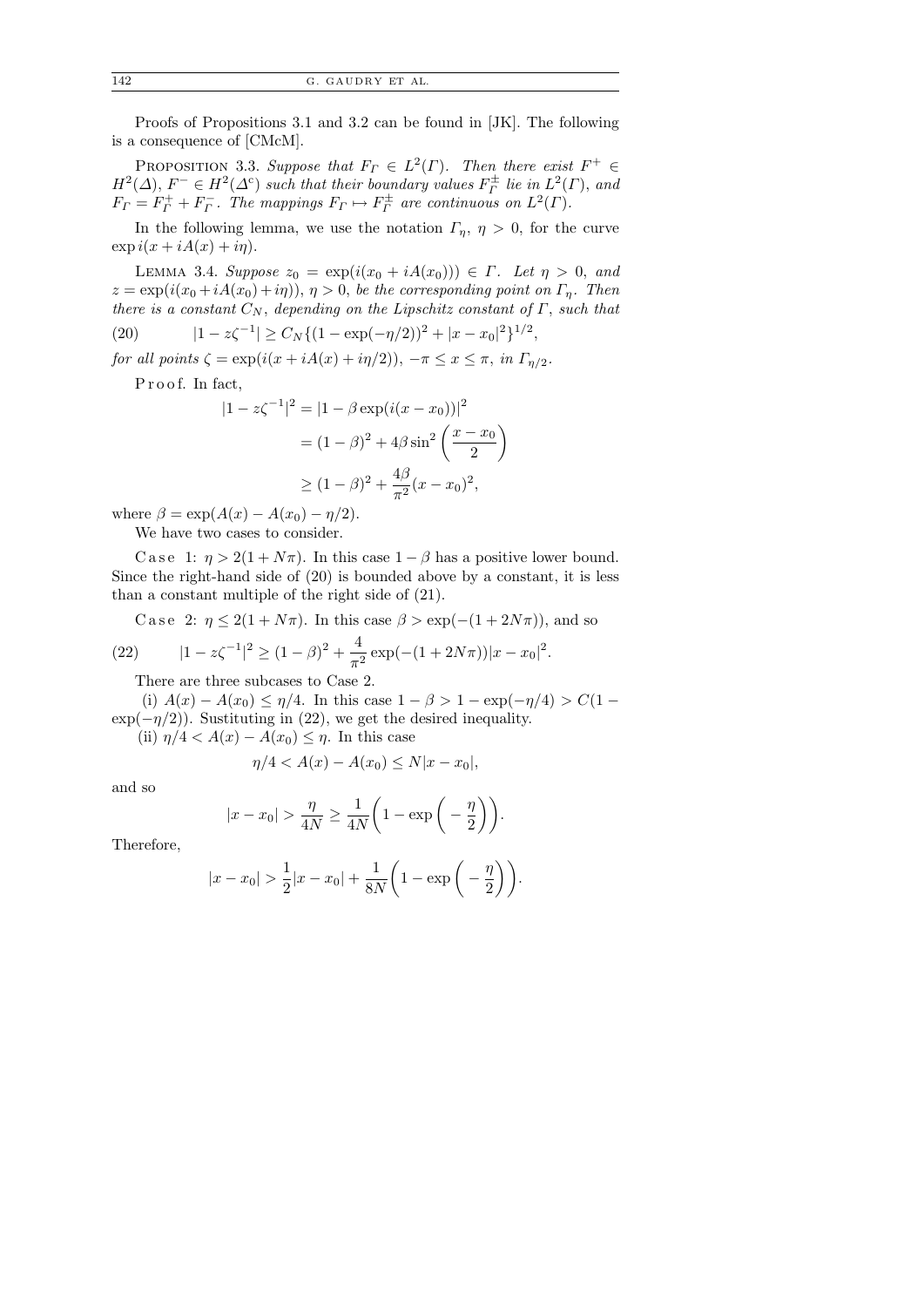Proofs of Propositions 3.1 and 3.2 can be found in [JK]. The following is a consequence of [CMcM].

PROPOSITION 3.3. *Suppose that $F_\Gamma \in L^2(\Gamma)$. Then there exist $F^+ \in H^2(\Delta)$, $F^- \in H^2(\Delta^c)$ such that their boundary values $F_\Gamma^\pm$ lie in $L^2(\Gamma)$, and $F_\Gamma = F_\Gamma^+ + F_\Gamma^-$. The mappings $F_\Gamma \mapsto F_\Gamma^\pm$ are continuous on $L^2(\Gamma)$.*

In the following lemma, we use the notation $\Gamma_\eta$, $\eta > 0$, for the curve $\exp i(x + iA(x) + i\eta)$.

LEMMA 3.4. *Suppose $z_0 = \exp(i(x_0 + iA(x_0))) \in \Gamma$. Let $\eta > 0$, and $z = \exp(i(x_0 + iA(x_0) + i\eta))$, $\eta > 0$, be the corresponding point on $\Gamma_\eta$. Then there is a constant $C_N$, depending on the Lipschitz constant of $\Gamma$, such that*

$$|1 - z\zeta^{-1}| \geq C_N\{(1 - \exp(-\eta/2))^2 + |x - x_0|^2\}^{1/2}, \tag{20}$$

*for all points $\zeta = \exp(i(x + iA(x) + i\eta/2))$, $-\pi \leq x \leq \pi$, in $\Gamma_{\eta/2}$.*

Proof. In fact,

$$\begin{aligned}
|1 - z\zeta^{-1}|^2 &= |1 - \beta \exp(i(x - x_0))|^2 \\
&= (1 - \beta)^2 + 4\beta \sin^2\left(\frac{x - x_0}{2}\right) \\
&\geq (1 - \beta)^2 + \frac{4\beta}{\pi^2}(x - x_0)^2,
\end{aligned}$$

where $\beta = \exp(A(x) - A(x_0) - \eta/2)$.

We have two cases to consider.

Case 1: $\eta > 2(1 + N\pi)$. In this case $1 - \beta$ has a positive lower bound. Since the right-hand side of (20) is bounded above by a constant, it is less than a constant multiple of the right side of (21).

Case 2: $\eta \leq 2(1 + N\pi)$. In this case $\beta > \exp(-(1 + 2N\pi))$, and so

$$|1 - z\zeta^{-1}|^2 \geq (1 - \beta)^2 + \frac{4}{\pi^2}\exp(-(1 + 2N\pi))|x - x_0|^2. \tag{22}$$

There are three subcases to Case 2.

(i) $A(x) - A(x_0) \leq \eta/4$. In this case $1 - \beta > 1 - \exp(-\eta/4) > C(1 - \exp(-\eta/2))$. Sustituting in (22), we get the desired inequality.

(ii) $\eta/4 < A(x) - A(x_0) \leq \eta$. In this case

$$\eta/4 < A(x) - A(x_0) \leq N|x - x_0|,$$

and so

$$|x - x_0| > \frac{\eta}{4N} \geq \frac{1}{4N}\left(1 - \exp\left(-\frac{\eta}{2}\right)\right).$$

Therefore,

$$|x - x_0| > \frac{1}{2}|x - x_0| + \frac{1}{8N}\left(1 - \exp\left(-\frac{\eta}{2}\right)\right).$$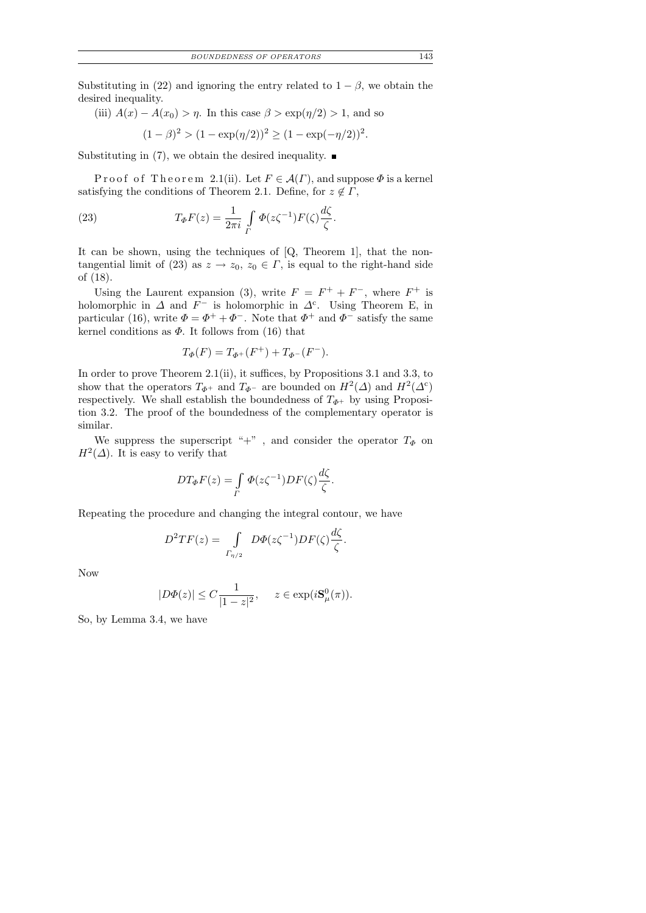Substituting in (22) and ignoring the entry related to $1-\beta$, we obtain the desired inequality.

(iii) $A(x) - A(x_0) > \eta$. In this case $\beta > \exp(\eta/2) > 1$, and so

$$(1-\beta)^2 > (1-\exp(\eta/2))^2 \geq (1-\exp(-\eta/2))^2.$$

Substituting in (7), we obtain the desired inequality. ∎

Proof of Theorem 2.1(ii). Let $F \in \mathcal{A}(\Gamma)$, and suppose $\Phi$ is a kernel satisfying the conditions of Theorem 2.1. Define, for $z \notin \Gamma$,

$$T_\Phi F(z) = \frac{1}{2\pi i} \int_\Gamma \Phi(z\zeta^{-1}) F(\zeta) \frac{d\zeta}{\zeta}. \tag{23}$$

It can be shown, using the techniques of [Q, Theorem 1], that the non-tangential limit of (23) as $z \to z_0$, $z_0 \in \Gamma$, is equal to the right-hand side of (18).

Using the Laurent expansion (3), write $F = F^+ + F^-$, where $F^+$ is holomorphic in $\Delta$ and $F^-$ is holomorphic in $\Delta^c$. Using Theorem E, in particular (16), write $\Phi = \Phi^+ + \Phi^-$. Note that $\Phi^+$ and $\Phi^-$ satisfy the same kernel conditions as $\Phi$. It follows from (16) that

$$T_\Phi(F) = T_{\Phi^+}(F^+) + T_{\Phi^-}(F^-).$$

In order to prove Theorem 2.1(ii), it suffices, by Propositions 3.1 and 3.3, to show that the operators $T_{\Phi^+}$ and $T_{\Phi^-}$ are bounded on $H^2(\Delta)$ and $H^2(\Delta^c)$ respectively. We shall establish the boundedness of $T_{\Phi^+}$ by using Proposition 3.2. The proof of the boundedness of the complementary operator is similar.

We suppress the superscript "+" , and consider the operator $T_\Phi$ on $H^2(\Delta)$. It is easy to verify that

$$DT_\Phi F(z) = \int_\Gamma \Phi(z\zeta^{-1}) DF(\zeta) \frac{d\zeta}{\zeta}.$$

Repeating the procedure and changing the integral contour, we have

$$D^2 TF(z) = \int_{\Gamma_{\eta/2}} D\Phi(z\zeta^{-1}) DF(\zeta) \frac{d\zeta}{\zeta}.$$

Now

$$|D\Phi(z)| \leq C \frac{1}{|1-z|^2}, \quad z \in \exp(i\mathbf{S}^0_\mu(\pi)).$$

So, by Lemma 3.4, we have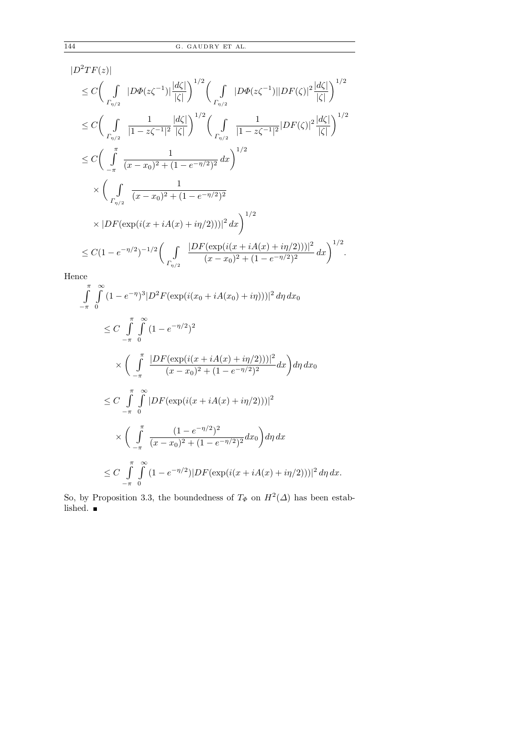$$
\begin{aligned}
&|D^2TF(z)| \\
&\le C\bigg(\int\limits_{\Gamma_{\eta/2}} |D\Phi(z\zeta^{-1})|\frac{|d\zeta|}{|\zeta|}\bigg)^{1/2}\bigg(\int\limits_{\Gamma_{\eta/2}} |D\Phi(z\zeta^{-1})||DF(\zeta)|^2\frac{|d\zeta|}{|\zeta|}\bigg)^{1/2} \\
&\le C\bigg(\int\limits_{\Gamma_{\eta/2}} \frac{1}{|1-z\zeta^{-1}|^2}\frac{|d\zeta|}{|\zeta|}\bigg)^{1/2}\bigg(\int\limits_{\Gamma_{\eta/2}} \frac{1}{|1-z\zeta^{-1}|^2}|DF(\zeta)|^2\frac{|d\zeta|}{|\zeta|}\bigg)^{1/2} \\
&\le C\bigg(\int\limits_{-\pi}^{\pi} \frac{1}{(x-x_0)^2+(1-e^{-\eta/2})^2}\,dx\bigg)^{1/2} \\
&\quad\times\bigg(\int\limits_{\Gamma_{\eta/2}} \frac{1}{(x-x_0)^2+(1-e^{-\eta/2})^2} \\
&\quad\times |DF(\exp(i(x+iA(x)+i\eta/2)))|^2\,dx\bigg)^{1/2} \\
&\le C(1-e^{-\eta/2})^{-1/2}\bigg(\int\limits_{\Gamma_{\eta/2}} \frac{|DF(\exp(i(x+iA(x)+i\eta/2)))|^2}{(x-x_0)^2+(1-e^{-\eta/2})^2}\,dx\bigg)^{1/2}.
\end{aligned}
$$

Hence

$$
\begin{aligned}
&\int\limits_{-\pi}^{\pi}\int\limits_{0}^{\infty}(1-e^{-\eta})^3|D^2F(\exp(i(x_0+iA(x_0)+i\eta)))|^2\,d\eta\,dx_0 \\
&\quad\le C\int\limits_{-\pi}^{\pi}\int\limits_{0}^{\infty}(1-e^{-\eta/2})^2 \\
&\qquad\times\bigg(\int\limits_{-\pi}^{\pi}\frac{|DF(\exp(i(x+iA(x)+i\eta/2)))|^2}{(x-x_0)^2+(1-e^{-\eta/2})^2}dx\bigg)d\eta\,dx_0 \\
&\quad\le C\int\limits_{-\pi}^{\pi}\int\limits_{0}^{\infty}|DF(\exp(i(x+iA(x)+i\eta/2)))|^2 \\
&\qquad\times\bigg(\int\limits_{-\pi}^{\pi}\frac{(1-e^{-\eta/2})^2}{(x-x_0)^2+(1-e^{-\eta/2})^2}dx_0\bigg)d\eta\,dx \\
&\quad\le C\int\limits_{-\pi}^{\pi}\int\limits_{0}^{\infty}(1-e^{-\eta/2})|DF(\exp(i(x+iA(x)+i\eta/2)))|^2\,d\eta\,dx.
\end{aligned}
$$

So, by Proposition 3.3, the boundedness of $T_\Phi$ on $H^2(\Delta)$ has been established. ■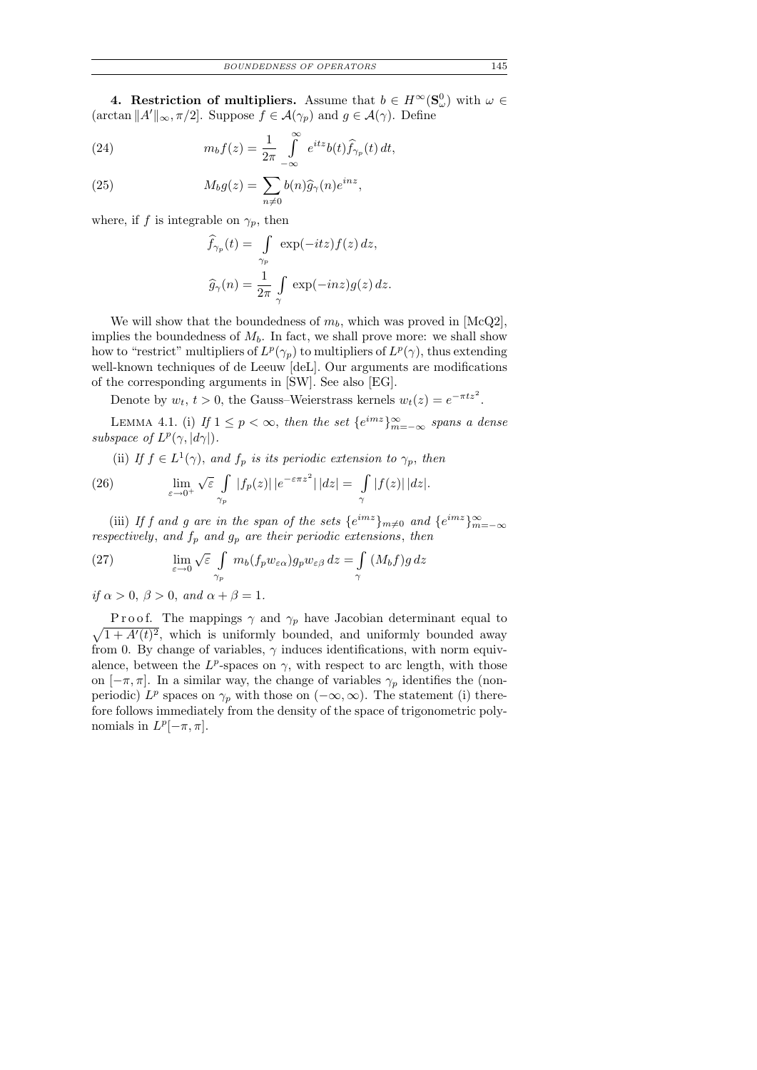**4. Restriction of multipliers.** Assume that $b \in H^\infty(\mathbf{S}^0_\omega)$ with $\omega \in (\arctan \|A'\|_\infty, \pi/2]$. Suppose $f \in \mathcal{A}(\gamma_p)$ and $g \in \mathcal{A}(\gamma)$. Define

$$m_b f(z) = \frac{1}{2\pi} \int_{-\infty}^{\infty} e^{itz} b(t) \widehat{f}_{\gamma_p}(t)\, dt, \tag{24}$$

$$M_b g(z) = \sum_{n \neq 0} b(n) \widehat{g}_\gamma(n) e^{inz}, \tag{25}$$

where, if $f$ is integrable on $\gamma_p$, then

$$\widehat{f}_{\gamma_p}(t) = \int_{\gamma_p} \exp(-itz) f(z)\, dz,$$

$$\widehat{g}_\gamma(n) = \frac{1}{2\pi} \int_{\gamma} \exp(-inz) g(z)\, dz.$$

We will show that the boundedness of $m_b$, which was proved in [McQ2], implies the boundedness of $M_b$. In fact, we shall prove more: we shall show how to "restrict" multipliers of $L^p(\gamma_p)$ to multipliers of $L^p(\gamma)$, thus extending well-known techniques of de Leeuw [deL]. Our arguments are modifications of the corresponding arguments in [SW]. See also [EG].

Denote by $w_t$, $t > 0$, the Gauss–Weierstrass kernels $w_t(z) = e^{-\pi t z^2}$.

LEMMA 4.1. (i) *If $1 \leq p < \infty$, then the set $\{e^{imz}\}_{m=-\infty}^{\infty}$ spans a dense subspace of $L^p(\gamma, |d\gamma|)$.*

(ii) *If $f \in L^1(\gamma)$, and $f_p$ is its periodic extension to $\gamma_p$, then*

$$\lim_{\varepsilon \to 0^+} \sqrt{\varepsilon} \int_{\gamma_p} |f_p(z)|\, |e^{-\varepsilon \pi z^2}|\, |dz| = \int_{\gamma} |f(z)|\, |dz|. \tag{26}$$

(iii) *If $f$ and $g$ are in the span of the sets $\{e^{imz}\}_{m \neq 0}$ and $\{e^{imz}\}_{m=-\infty}^{\infty}$ respectively, and $f_p$ and $g_p$ are their periodic extensions, then*

$$\lim_{\varepsilon \to 0} \sqrt{\varepsilon} \int_{\gamma_p} m_b(f_p w_{\varepsilon\alpha}) g_p w_{\varepsilon\beta}\, dz = \int_{\gamma} (M_b f) g\, dz \tag{27}$$

*if $\alpha > 0$, $\beta > 0$, and $\alpha + \beta = 1$.*

P r o o f. The mappings $\gamma$ and $\gamma_p$ have Jacobian determinant equal to $\sqrt{1 + A'(t)^2}$, which is uniformly bounded, and uniformly bounded away from 0. By change of variables, $\gamma$ induces identifications, with norm equivalence, between the $L^p$-spaces on $\gamma$, with respect to arc length, with those on $[-\pi, \pi]$. In a similar way, the change of variables $\gamma_p$ identifies the (nonperiodic) $L^p$ spaces on $\gamma_p$ with those on $(-\infty, \infty)$. The statement (i) therefore follows immediately from the density of the space of trigonometric polynomials in $L^p[-\pi, \pi]$.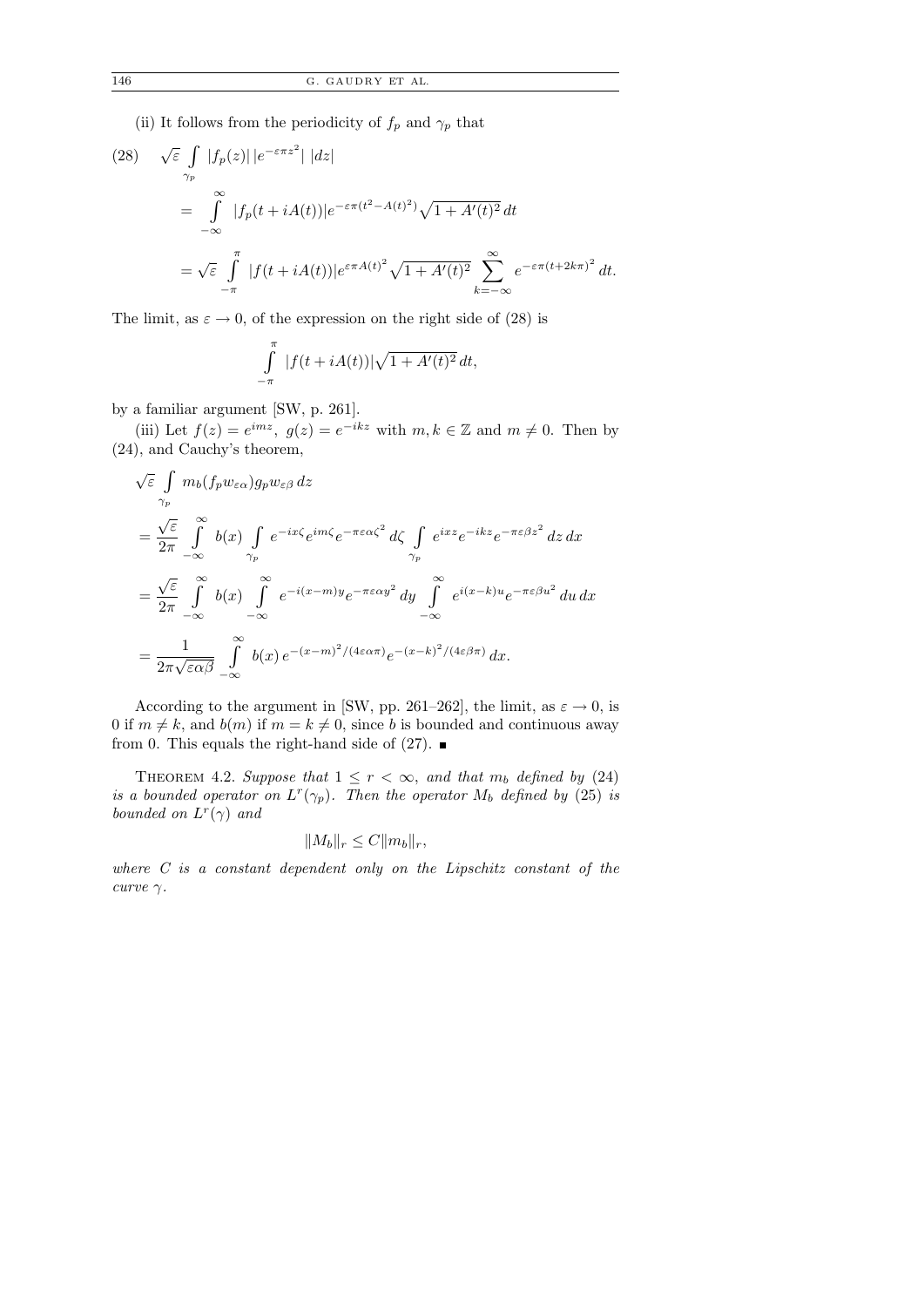(ii) It follows from the periodicity of $f_p$ and $\gamma_p$ that

$$
\begin{aligned}
(28)\qquad \sqrt{\varepsilon}\int_{\gamma_p} |f_p(z)|\,|e^{-\varepsilon\pi z^2}|\,|dz|
&= \int_{-\infty}^{\infty} |f_p(t+iA(t))| e^{-\varepsilon\pi(t^2-A(t)^2)}\sqrt{1+A'(t)^2}\,dt \\
&= \sqrt{\varepsilon}\int_{-\pi}^{\pi} |f(t+iA(t))| e^{\varepsilon\pi A(t)^2}\sqrt{1+A'(t)^2}\sum_{k=-\infty}^{\infty} e^{-\varepsilon\pi(t+2k\pi)^2}\,dt.
\end{aligned}
$$

The limit, as $\varepsilon\to 0$, of the expression on the right side of (28) is

$$
\int_{-\pi}^{\pi} |f(t+iA(t))|\sqrt{1+A'(t)^2}\,dt,
$$

by a familiar argument [SW, p. 261].

(iii) Let $f(z)=e^{imz}$, $g(z)=e^{-ikz}$ with $m,k\in\mathbb{Z}$ and $m\neq 0$. Then by (24), and Cauchy's theorem,

$$
\begin{aligned}
&\sqrt{\varepsilon}\int_{\gamma_p} m_b(f_p w_{\varepsilon\alpha}) g_p w_{\varepsilon\beta}\,dz \\
&= \frac{\sqrt{\varepsilon}}{2\pi}\int_{-\infty}^{\infty} b(x) \int_{\gamma_p} e^{-ix\zeta} e^{im\zeta} e^{-\pi\varepsilon\alpha\zeta^2}\,d\zeta \int_{\gamma_p} e^{ixz} e^{-ikz} e^{-\pi\varepsilon\beta z^2}\,dz\,dx \\
&= \frac{\sqrt{\varepsilon}}{2\pi}\int_{-\infty}^{\infty} b(x) \int_{-\infty}^{\infty} e^{-i(x-m)y} e^{-\pi\varepsilon\alpha y^2}\,dy \int_{-\infty}^{\infty} e^{i(x-k)u} e^{-\pi\varepsilon\beta u^2}\,du\,dx \\
&= \frac{1}{2\pi\sqrt{\varepsilon\alpha\beta}}\int_{-\infty}^{\infty} b(x)\, e^{-(x-m)^2/(4\varepsilon\alpha\pi)} e^{-(x-k)^2/(4\varepsilon\beta\pi)}\,dx.
\end{aligned}
$$

According to the argument in [SW, pp. 261–262], the limit, as $\varepsilon\to 0$, is 0 if $m\neq k$, and $b(m)$ if $m=k\neq 0$, since $b$ is bounded and continuous away from 0. This equals the right-hand side of (27). ∎

THEOREM 4.2. *Suppose that $1\le r<\infty$, and that $m_b$ defined by (24) is a bounded operator on $L^r(\gamma_p)$. Then the operator $M_b$ defined by (25) is bounded on $L^r(\gamma)$ and*

$$
\|M_b\|_r \le C\|m_b\|_r,
$$

*where $C$ is a constant dependent only on the Lipschitz constant of the curve $\gamma$.*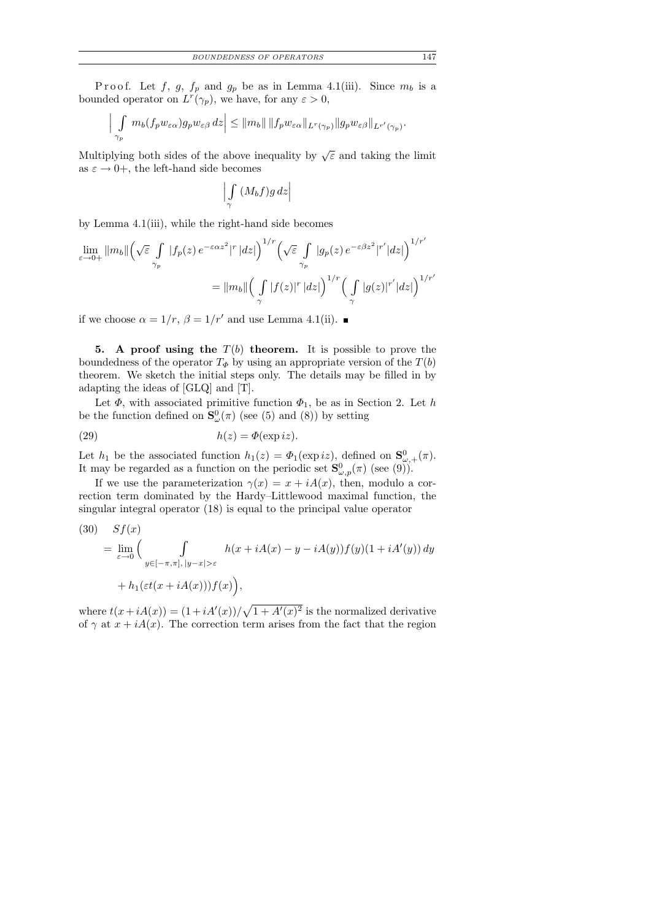Proof. Let $f$, $g$, $f_p$ and $g_p$ be as in Lemma 4.1(iii). Since $m_b$ is a bounded operator on $L^r(\gamma_p)$, we have, for any $\varepsilon > 0$,

$$\Big| \int_{\gamma_p} m_b(f_p w_{\varepsilon\alpha}) g_p w_{\varepsilon\beta}\, dz \Big| \le \|m_b\| \, \|f_p w_{\varepsilon\alpha}\|_{L^r(\gamma_p)} \|g_p w_{\varepsilon\beta}\|_{L^{r'}(\gamma_p)}.$$

Multiplying both sides of the above inequality by $\sqrt{\varepsilon}$ and taking the limit as $\varepsilon \to 0+$, the left-hand side becomes

$$\Big| \int_{\gamma} (M_b f) g \, dz \Big|$$

by Lemma 4.1(iii), while the right-hand side becomes

$$\lim_{\varepsilon\to 0+} \|m_b\| \Big( \sqrt{\varepsilon} \int_{\gamma_p} |f_p(z)\, e^{-\varepsilon\alpha z^2}|^r \, |dz| \Big)^{1/r} \Big( \sqrt{\varepsilon} \int_{\gamma_p} |g_p(z)\, e^{-\varepsilon\beta z^2}|^{r'} |dz| \Big)^{1/r'}$$
$$= \|m_b\| \Big( \int_{\gamma} |f(z)|^r \, |dz| \Big)^{1/r} \Big( \int_{\gamma} |g(z)|^{r'} |dz| \Big)^{1/r'}$$

if we choose $\alpha = 1/r$, $\beta = 1/r'$ and use Lemma 4.1(ii). ■

## 5. A proof using the $T(b)$ theorem.

It is possible to prove the boundedness of the operator $T_\Phi$ by using an appropriate version of the $T(b)$ theorem. We sketch the initial steps only. The details may be filled in by adapting the ideas of [GLQ] and [T].

Let $\Phi$, with associated primitive function $\Phi_1$, be as in Section 2. Let $h$ be the function defined on $\mathbf{S}^0_\omega(\pi)$ (see (5) and (8)) by setting

$$h(z) = \Phi(\exp iz). \tag{29}$$

Let $h_1$ be the associated function $h_1(z) = \Phi_1(\exp iz)$, defined on $\mathbf{S}^0_{\omega,+}(\pi)$. It may be regarded as a function on the periodic set $\mathbf{S}^0_{\omega,p}(\pi)$ (see (9)).

If we use the parameterization $\gamma(x) = x + iA(x)$, then, modulo a correction term dominated by the Hardy–Littlewood maximal function, the singular integral operator (18) is equal to the principal value operator

$$\begin{aligned} (30) \quad & Sf(x) \\ &= \lim_{\varepsilon\to 0} \Big( \int_{y\in[-\pi,\pi],\, |y-x|>\varepsilon} h(x + iA(x) - y - iA(y)) f(y) (1 + iA'(y))\, dy \\ &\quad + h_1(\varepsilon t(x + iA(x))) f(x) \Big), \end{aligned}$$

where $t(x+iA(x)) = (1+iA'(x))/\sqrt{1 + A'(x)^2}$ is the normalized derivative of $\gamma$ at $x + iA(x)$. The correction term arises from the fact that the region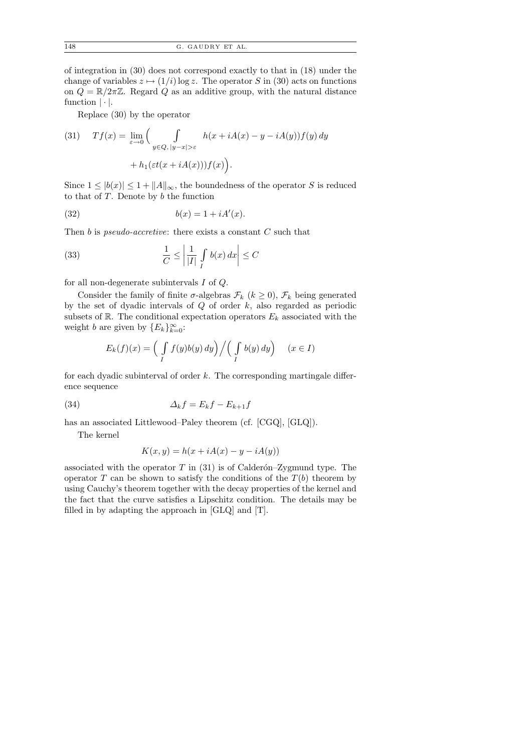of integration in (30) does not correspond exactly to that in (18) under the change of variables $z \mapsto (1/i)\log z$. The operator $S$ in (30) acts on functions on $Q = \mathbb{R}/2\pi\mathbb{Z}$. Regard $Q$ as an additive group, with the natural distance function $|\cdot|$.

Replace (30) by the operator

$$Tf(x) = \lim_{\varepsilon \to 0} \Big( \int\limits_{y \in Q,\, |y-x|>\varepsilon} h(x + iA(x) - y - iA(y)) f(y)\, dy + h_1(\varepsilon t(x + iA(x))) f(x) \Big). \tag{31}$$

Since $1 \le |b(x)| \le 1 + \|A\|_\infty$, the boundedness of the operator $S$ is reduced to that of $T$. Denote by $b$ the function

$$b(x) = 1 + iA'(x). \tag{32}$$

Then $b$ is *pseudo-accretive*: there exists a constant $C$ such that

$$\frac{1}{C} \le \Big| \frac{1}{|I|} \int\limits_I b(x)\, dx \Big| \le C \tag{33}$$

for all non-degenerate subintervals $I$ of $Q$.

Consider the family of finite $\sigma$-algebras $\mathcal{F}_k$ ($k \ge 0$), $\mathcal{F}_k$ being generated by the set of dyadic intervals of $Q$ of order $k$, also regarded as periodic subsets of $\mathbb{R}$. The conditional expectation operators $E_k$ associated with the weight $b$ are given by $\{E_k\}_{k=0}^\infty$:

$$E_k(f)(x) = \Big( \int\limits_I f(y) b(y)\, dy \Big) \Big/ \Big( \int\limits_I b(y)\, dy \Big) \quad (x \in I)$$

for each dyadic subinterval of order $k$. The corresponding martingale difference sequence

$$\Delta_k f = E_k f - E_{k+1} f \tag{34}$$

has an associated Littlewood–Paley theorem (cf. [CGQ], [GLQ]).

The kernel

$$K(x,y) = h(x + iA(x) - y - iA(y))$$

associated with the operator $T$ in (31) is of Calderón–Zygmund type. The operator $T$ can be shown to satisfy the conditions of the $T(b)$ theorem by using Cauchy's theorem together with the decay properties of the kernel and the fact that the curve satisfies a Lipschitz condition. The details may be filled in by adapting the approach in [GLQ] and [T].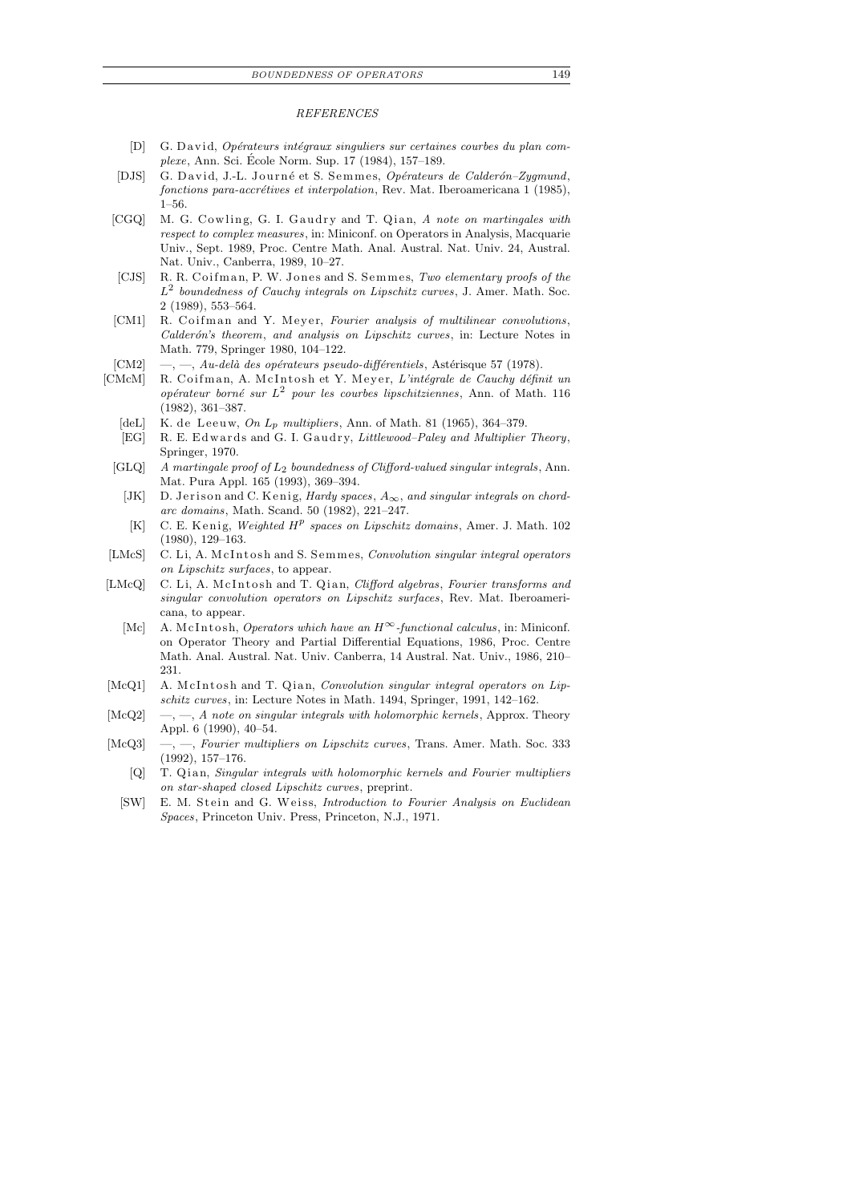## REFERENCES

- [D] G. David, *Opérateurs intégraux singuliers sur certaines courbes du plan complexe*, Ann. Sci. École Norm. Sup. 17 (1984), 157–189.
- [DJS] G. David, J.-L. Journé et S. Semmes, *Opérateurs de Calderón–Zygmund, fonctions para-accrétives et interpolation*, Rev. Mat. Iberoamericana 1 (1985), 1–56.
- [CGQ] M. G. Cowling, G. I. Gaudry and T. Qian, *A note on martingales with respect to complex measures*, in: Miniconf. on Operators in Analysis, Macquarie Univ., Sept. 1989, Proc. Centre Math. Anal. Austral. Nat. Univ. 24, Austral. Nat. Univ., Canberra, 1989, 10–27.
- [CJS] R. R. Coifman, P. W. Jones and S. Semmes, *Two elementary proofs of the $L^2$ boundedness of Cauchy integrals on Lipschitz curves*, J. Amer. Math. Soc. 2 (1989), 553–564.
- [CM1] R. Coifman and Y. Meyer, *Fourier analysis of multilinear convolutions, Calderón's theorem, and analysis on Lipschitz curves*, in: Lecture Notes in Math. 779, Springer 1980, 104–122.
- [CM2] —, —, *Au-delà des opérateurs pseudo-différentiels*, Astérisque 57 (1978).
- [CMcM] R. Coifman, A. McIntosh et Y. Meyer, *L'intégrale de Cauchy définit un opérateur borné sur $L^2$ pour les courbes lipschitziennes*, Ann. of Math. 116 (1982), 361–387.
- [deL] K. de Leeuw, *On $L_p$ multipliers*, Ann. of Math. 81 (1965), 364–379.
- [EG] R. E. Edwards and G. I. Gaudry, *Littlewood–Paley and Multiplier Theory*, Springer, 1970.
- [GLQ] *A martingale proof of $L_2$ boundedness of Clifford-valued singular integrals*, Ann. Mat. Pura Appl. 165 (1993), 369–394.
- [JK] D. Jerison and C. Kenig, *Hardy spaces, $A_\infty$, and singular integrals on chord-arc domains*, Math. Scand. 50 (1982), 221–247.
- [K] C. E. Kenig, *Weighted $H^p$ spaces on Lipschitz domains*, Amer. J. Math. 102 (1980), 129–163.
- [LMcS] C. Li, A. McIntosh and S. Semmes, *Convolution singular integral operators on Lipschitz surfaces*, to appear.
- [LMcQ] C. Li, A. McIntosh and T. Qian, *Clifford algebras, Fourier transforms and singular convolution operators on Lipschitz surfaces*, Rev. Mat. Iberoamericana, to appear.
- [Mc] A. McIntosh, *Operators which have an $H^\infty$-functional calculus*, in: Miniconf. on Operator Theory and Partial Differential Equations, 1986, Proc. Centre Math. Anal. Austral. Nat. Univ. Canberra, 14 Austral. Nat. Univ., 1986, 210–231.
- [McQ1] A. McIntosh and T. Qian, *Convolution singular integral operators on Lipschitz curves*, in: Lecture Notes in Math. 1494, Springer, 1991, 142–162.
- [McQ2] —, —, *A note on singular integrals with holomorphic kernels*, Approx. Theory Appl. 6 (1990), 40–54.
- [McQ3] —, —, *Fourier multipliers on Lipschitz curves*, Trans. Amer. Math. Soc. 333 (1992), 157–176.
- [Q] T. Qian, *Singular integrals with holomorphic kernels and Fourier multipliers on star-shaped closed Lipschitz curves*, preprint.
- [SW] E. M. Stein and G. Weiss, *Introduction to Fourier Analysis on Euclidean Spaces*, Princeton Univ. Press, Princeton, N.J., 1971.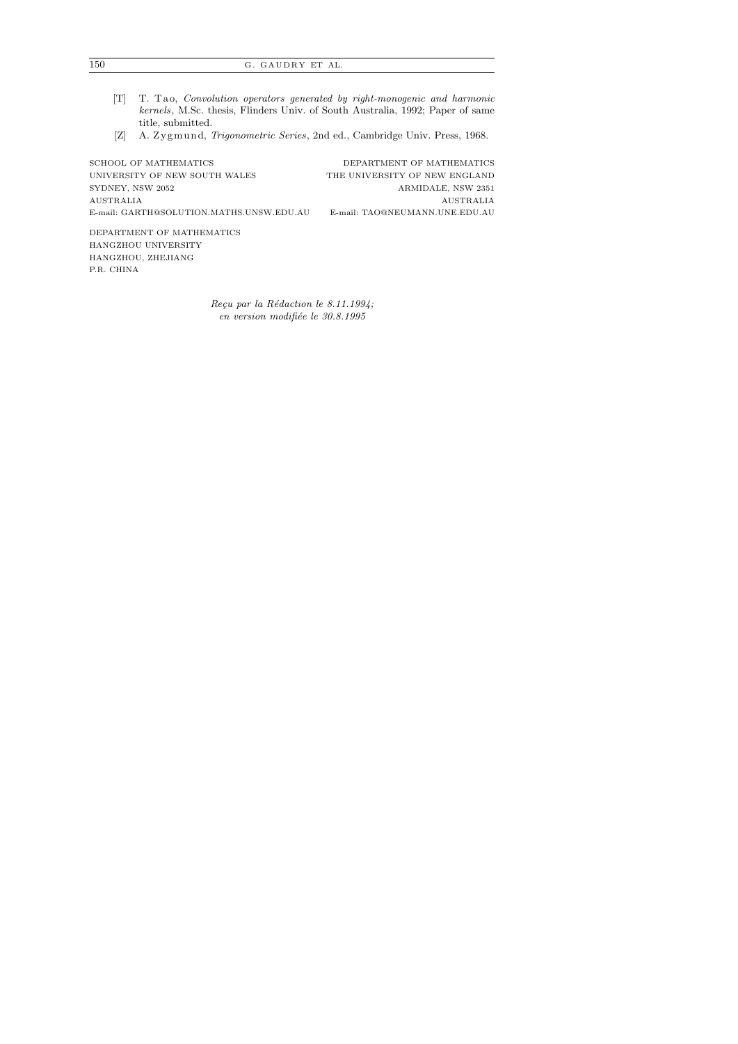[T] T. Tao, *Convolution operators generated by right-monogenic and harmonic kernels*, M.Sc. thesis, Flinders Univ. of South Australia, 1992; Paper of same title, submitted.

[Z] A. Zygmund, *Trigonometric Series*, 2nd ed., Cambridge Univ. Press, 1968.

SCHOOL OF MATHEMATICS
UNIVERSITY OF NEW SOUTH WALES
SYDNEY, NSW 2052
AUSTRALIA
E-mail: GARTH@SOLUTION.MATHS.UNSW.EDU.AU

DEPARTMENT OF MATHEMATICS
THE UNIVERSITY OF NEW ENGLAND
ARMIDALE, NSW 2351
AUSTRALIA
E-mail: TAO@NEUMANN.UNE.EDU.AU

DEPARTMENT OF MATHEMATICS
HANGZHOU UNIVERSITY
HANGZHOU, ZHEJIANG
P.R. CHINA

*Reçu par la Rédaction le 8.11.1994;*
*en version modifiée le 30.8.1995*